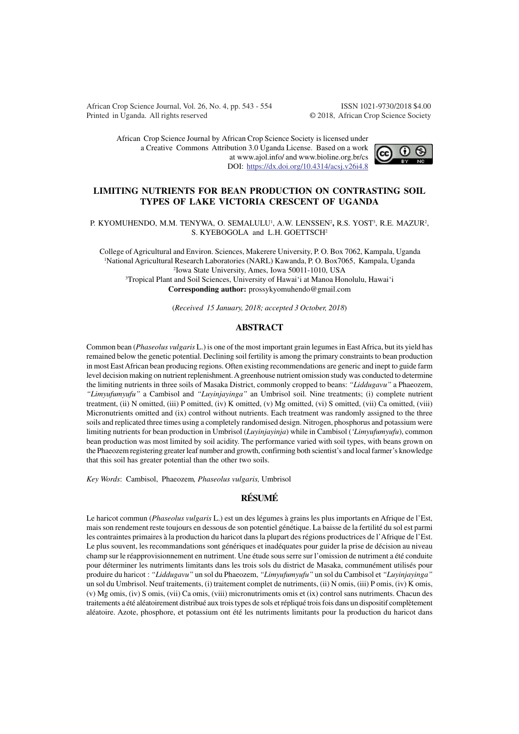African Crop Science Journal, Vol. 26, No. 4, pp. 543 - 554 ISSN 1021-9730/2018 $4.00
Printed in Uganda. All rights reserved © 2018, African Crop Science Society

African Crop Science Journal by African Crop Science Society is licensed under a Creative Commons Attribution 3.0 Uganda License. Based on a work at www.ajol.info/ and www.bioline.org.br/cs
DOI: https://dx.doi.org/10.4314/acsj.v26i4.8

# LIMITING NUTRIENTS FOR BEAN PRODUCTION ON CONTRASTING SOIL TYPES OF LAKE VICTORIA CRESCENT OF UGANDA

P. KYOMUHENDO, M.M. TENYWA, O. SEMALULU[1], A.W. LENSSEN[2], R.S. YOST[3], R.E. MAZUR[2], S. KYEBOGOLA and L.H. GOETTSCH[2]

College of Agricultural and Environ. Sciences, Makerere University, P. O. Box 7062, Kampala, Uganda
[1]National Agricultural Research Laboratories (NARL) Kawanda, P. O. Box7065, Kampala, Uganda
[2]Iowa State University, Ames, Iowa 50011-1010, USA
[3]Tropical Plant and Soil Sciences, University of Hawai'i at Manoa Honolulu, Hawai'i
**Corresponding author:** prossykyomuhendo@gmail.com

(*Received 15 January, 2018; accepted 3 October, 2018*)

## ABSTRACT

Common bean (*Phaseolus vulgaris* L.) is one of the most important grain legumes in East Africa, but its yield has remained below the genetic potential. Declining soil fertility is among the primary constraints to bean production in most East African bean producing regions. Often existing recommendations are generic and inept to guide farm level decision making on nutrient replenishment. A greenhouse nutrient omission study was conducted to determine the limiting nutrients in three soils of Masaka District, commonly cropped to beans: *"Liddugavu"* a Phaeozem, *"Limyufumyufu"* a Cambisol and *"Luyinjayinga"* an Umbrisol soil. Nine treatments; (i) complete nutrient treatment, (ii) N omitted, (iii) P omitted, (iv) K omitted, (v) Mg omitted, (vi) S omitted, (vii) Ca omitted, (viii) Micronutrients omitted and (ix) control without nutrients. Each treatment was randomly assigned to the three soils and replicated three times using a completely randomised design. Nitrogen, phosphorus and potassium were limiting nutrients for bean production in Umbrisol (*Luyinjayinja*) while in Cambisol (*'Limyufumyufu*), common bean production was most limited by soil acidity. The performance varied with soil types, with beans grown on the Phaeozem registering greater leaf number and growth, confirming both scientist's and local farmer's knowledge that this soil has greater potential than the other two soils.

*Key Words*: Cambisol, Phaeozem*, Phaseolus vulgaris,* Umbrisol

## RÉSUMÉ

Le haricot commun (*Phaseolus vulgaris* L.) est un des légumes à grains les plus importants en Afrique de l'Est, mais son rendement reste toujours en dessous de son potentiel génétique. La baisse de la fertilité du sol est parmi les contraintes primaires à la production du haricot dans la plupart des régions productrices de l'Afrique de l'Est. Le plus souvent, les recommandations sont génériques et inadéquates pour guider la prise de décision au niveau champ sur le réapprovisionnement en nutriment. Une étude sous serre sur l'omission de nutriment a été conduite pour déterminer les nutriments limitants dans les trois sols du district de Masaka, communément utilisés pour produire du haricot : *"Liddugavu"* un sol du Phaeozem, *"Limyufumyufu"* un sol du Cambisol et *"Luyinjayinga"* un sol du Umbrisol. Neuf traitements, (i) traitement complet de nutriments, (ii) N omis, (iii) P omis, (iv) K omis, (v) Mg omis, (iv) S omis, (vii) Ca omis, (viii) micronutriments omis et (ix) control sans nutriments. Chacun des traitements a été aléatoirement distribué aux trois types de sols et répliqué trois fois dans un dispositif complètement aléatoire. Azote, phosphore, et potassium ont été les nutriments limitants pour la production du haricot dans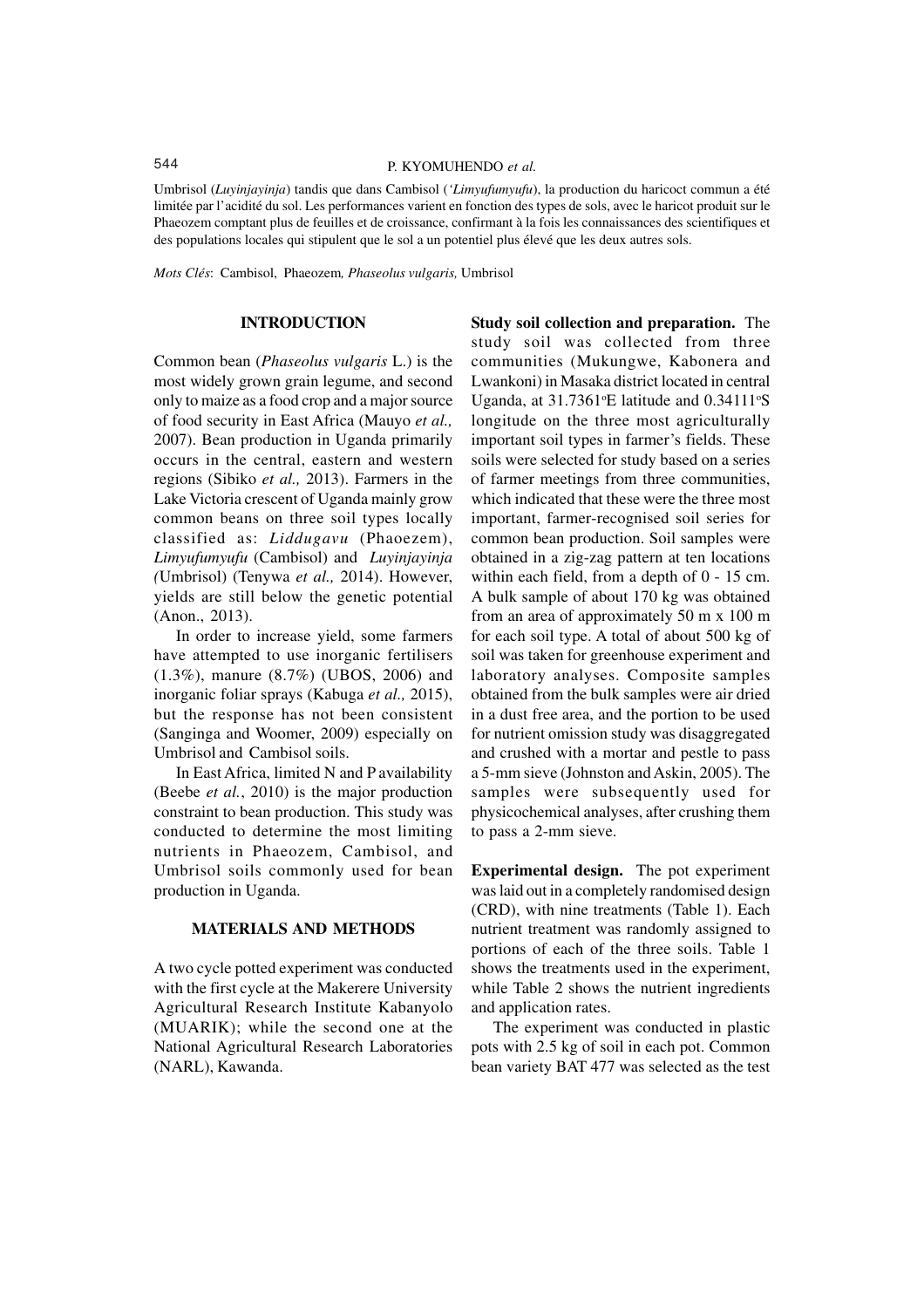Umbrisol (*Luyinjayinja*) tandis que dans Cambisol (*'Limyufumyufu*), la production du haricoct commun a été limitée par l'acidité du sol. Les performances varient en fonction des types de sols, avec le haricot produit sur le Phaeozem comptant plus de feuilles et de croissance, confirmant à la fois les connaissances des scientifiques et des populations locales qui stipulent que le sol a un potentiel plus élevé que les deux autres sols.

*Mots Clés*: Cambisol, Phaeozem*, Phaseolus vulgaris,* Umbrisol

## INTRODUCTION

Common bean (*Phaseolus vulgaris* L.) is the most widely grown grain legume, and second only to maize as a food crop and a major source of food security in East Africa (Mauyo *et al.,* 2007). Bean production in Uganda primarily occurs in the central, eastern and western regions (Sibiko *et al.,* 2013). Farmers in the Lake Victoria crescent of Uganda mainly grow common beans on three soil types locally classified as: *Liddugavu* (Phaoezem), *Limyufumyufu* (Cambisol) and *Luyinjayinja (*Umbrisol) (Tenywa *et al.,* 2014). However, yields are still below the genetic potential (Anon., 2013).

In order to increase yield, some farmers have attempted to use inorganic fertilisers (1.3%), manure (8.7%) (UBOS, 2006) and inorganic foliar sprays (Kabuga *et al.,* 2015), but the response has not been consistent (Sanginga and Woomer, 2009) especially on Umbrisol and Cambisol soils.

In East Africa, limited N and P availability (Beebe *et al.*, 2010) is the major production constraint to bean production. This study was conducted to determine the most limiting nutrients in Phaeozem, Cambisol, and Umbrisol soils commonly used for bean production in Uganda.

## MATERIALS AND METHODS

A two cycle potted experiment was conducted with the first cycle at the Makerere University Agricultural Research Institute Kabanyolo (MUARIK); while the second one at the National Agricultural Research Laboratories (NARL), Kawanda.

**Study soil collection and preparation.** The study soil was collected from three communities (Mukungwe, Kabonera and Lwankoni) in Masaka district located in central Uganda, at 31.7361°E latitude and 0.34111°S longitude on the three most agriculturally important soil types in farmer's fields. These soils were selected for study based on a series of farmer meetings from three communities, which indicated that these were the three most important, farmer-recognised soil series for common bean production. Soil samples were obtained in a zig-zag pattern at ten locations within each field, from a depth of 0 - 15 cm. A bulk sample of about 170 kg was obtained from an area of approximately 50 m x 100 m for each soil type. A total of about 500 kg of soil was taken for greenhouse experiment and laboratory analyses. Composite samples obtained from the bulk samples were air dried in a dust free area, and the portion to be used for nutrient omission study was disaggregated and crushed with a mortar and pestle to pass a 5-mm sieve (Johnston and Askin, 2005). The samples were subsequently used for physicochemical analyses, after crushing them to pass a 2-mm sieve.

**Experimental design.** The pot experiment was laid out in a completely randomised design (CRD), with nine treatments (Table 1). Each nutrient treatment was randomly assigned to portions of each of the three soils. Table 1 shows the treatments used in the experiment, while Table 2 shows the nutrient ingredients and application rates.

The experiment was conducted in plastic pots with 2.5 kg of soil in each pot. Common bean variety BAT 477 was selected as the test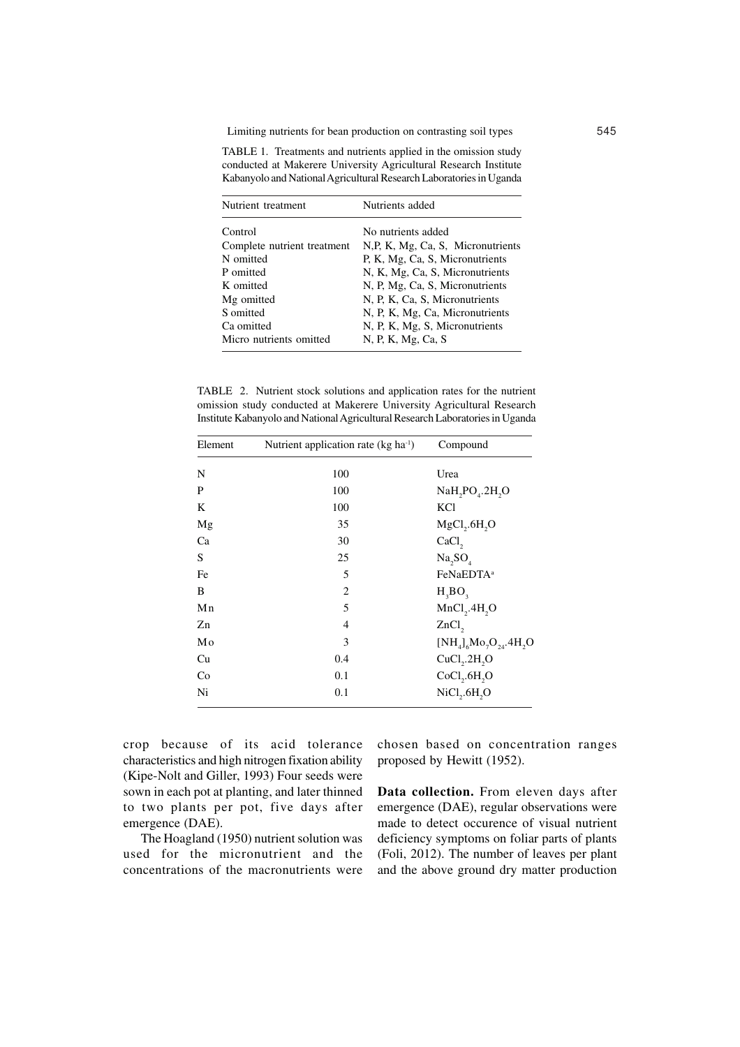TABLE 1. Treatments and nutrients applied in the omission study conducted at Makerere University Agricultural Research Institute Kabanyolo and National Agricultural Research Laboratories in Uganda

| Nutrient treatment | Nutrients added |
|---|---|
| Control | No nutrients added |
| Complete nutrient treatment | N,P, K, Mg, Ca, S, Micronutrients |
| N omitted | P, K, Mg, Ca, S, Micronutrients |
| P omitted | N, K, Mg, Ca, S, Micronutrients |
| K omitted | N, P, Mg, Ca, S, Micronutrients |
| Mg omitted | N, P, K, Ca, S, Micronutrients |
| S omitted | N, P, K, Mg, Ca, Micronutrients |
| Ca omitted | N, P, K, Mg, S, Micronutrients |
| Micro nutrients omitted | N, P, K, Mg, Ca, S |

TABLE 2. Nutrient stock solutions and application rates for the nutrient omission study conducted at Makerere University Agricultural Research Institute Kabanyolo and National Agricultural Research Laboratories in Uganda

| Element | Nutrient application rate (kg $ha^{-1}$) | Compound |
|---|---|---|
| N | 100 | Urea |
| P | 100 | $NaH_2PO_4.2H_2O$ |
| K | 100 | KCl |
| Mg | 35 | $MgCl_2.6H_2O$ |
| Ca | 30 | $CaCl_2$ |
| S | 25 | $Na_2SO_4$ |
| Fe | 5 | FeNaEDTA[a] |
| B | 2 | $H_3BO_3$ |
| Mn | 5 | $MnCl_2.4H_2O$ |
| Zn | 4 | $ZnCl_2$ |
| Mo | 3 | $[NH_4]_6Mo_7O_{24}.4H_2O$ |
| Cu | 0.4 | $CuCl_2.2H_2O$ |
| Co | 0.1 | $CoCl_2.6H_2O$ |
| Ni | 0.1 | $NiCl_2.6H_2O$ |

crop because of its acid tolerance characteristics and high nitrogen fixation ability (Kipe-Nolt and Giller, 1993) Four seeds were sown in each pot at planting, and later thinned to two plants per pot, five days after emergence (DAE).

The Hoagland (1950) nutrient solution was used for the micronutrient and the concentrations of the macronutrients were chosen based on concentration ranges proposed by Hewitt (1952).

**Data collection.** From eleven days after emergence (DAE), regular observations were made to detect occurence of visual nutrient deficiency symptoms on foliar parts of plants (Foli, 2012). The number of leaves per plant and the above ground dry matter production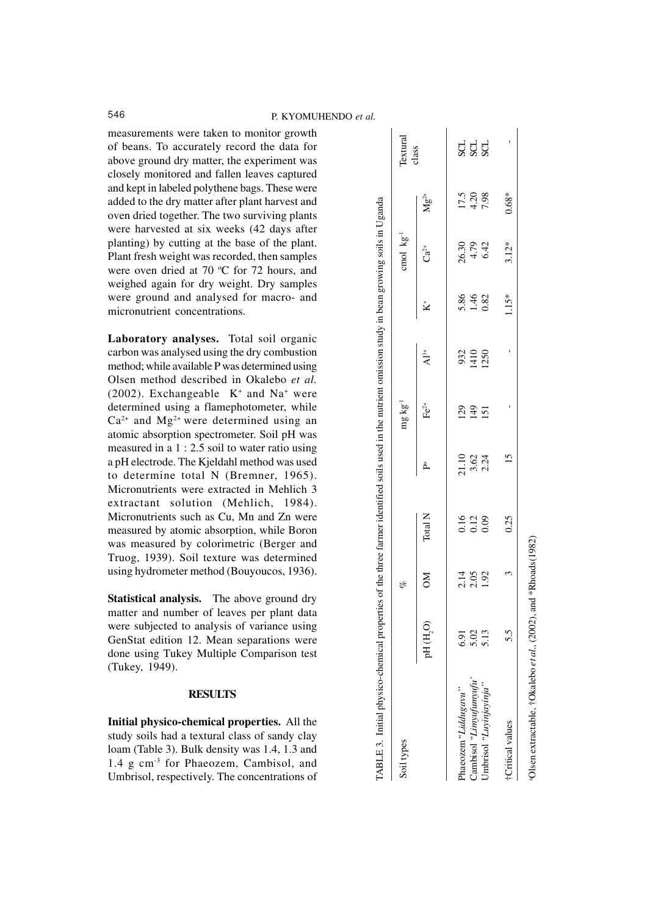measurements were taken to monitor growth of beans. To accurately record the data for above ground dry matter, the experiment was closely monitored and fallen leaves captured and kept in labeled polythene bags. These were added to the dry matter after plant harvest and oven dried together. The two surviving plants were harvested at six weeks (42 days after planting) by cutting at the base of the plant. Plant fresh weight was recorded, then samples were oven dried at 70 ºC for 72 hours, and weighed again for dry weight. Dry samples were ground and analysed for macro- and micronutrient concentrations.

**Laboratory analyses.** Total soil organic carbon was analysed using the dry combustion method; while available P was determined using Olsen method described in Okalebo *et al.* (2002). Exchangeable $K^+$ and $Na^+$ were determined using a flamephotometer, while $Ca^{2+}$ and $Mg^{2+}$ were determined using an atomic absorption spectrometer. Soil pH was measured in a 1 : 2.5 soil to water ratio using a pH electrode. The Kjeldahl method was used to determine total N (Bremner, 1965). Micronutrients were extracted in Mehlich 3 extractant solution (Mehlich, 1984). Micronutrients such as Cu, Mn and Zn were measured by atomic absorption, while Boron was measured by colorimetric (Berger and Truog, 1939). Soil texture was determined using hydrometer method (Bouyoucos, 1936).

**Statistical analysis.** The above ground dry matter and number of leaves per plant data were subjected to analysis of variance using GenStat edition 12. Mean separations were done using Tukey Multiple Comparison test (Tukey, 1949).

## RESULTS

**Initial physico-chemical properties.** All the study soils had a textural class of sandy clay loam (Table 3). Bulk density was 1.4, 1.3 and 1.4 g cm$^{-3}$ for Phaeozem, Cambisol, and Umbrisol, respectively. The concentrations of

TABLE 3. Initial physico-chemical properties of the three farmer identified soils used in the nutrient omission study in bean growing soils in Uganda

| Soil types | | % | | | mg kg$^{-1}$ | | | cmol kg$^{-1}$ | | Textural class |
|---|---|---|---|---|---|---|---|---|---|---|
| | pH ($H_2O$) | OM | Total N | P[a] | $Fe^{2+}$ | $Al^{3+}$ | $K^+$ | $Ca^{2+}$ | $Mg^{2+}$ | |
| Phaeozem "*Liddugavu*" | 6.91 | 2.14 | 0.16 | 21.10 | 129 | 932 | 5.86 | 26.30 | 17.5 | SCL |
| Cambisol "*Limyufumyufu*" | 5.02 | 2.05 | 0.12 | 3.62 | 149 | 1410 | 1.46 | 4.79 | 4.20 | SCL |
| Umbrisol "*Luyinjayinja*" | 5.13 | 1.92 | 0.09 | 2.24 | 151 | 1250 | 0.82 | 6.42 | 7.98 | SCL |
| †Critical values | 5.5 | 3 | 0.25 | 15 | - | - | 1.15* | 3.12* | 0.68* | - |

[a]Olsen extractable, †Okalebo *et al.*, (2002), and *Rhoads(1982)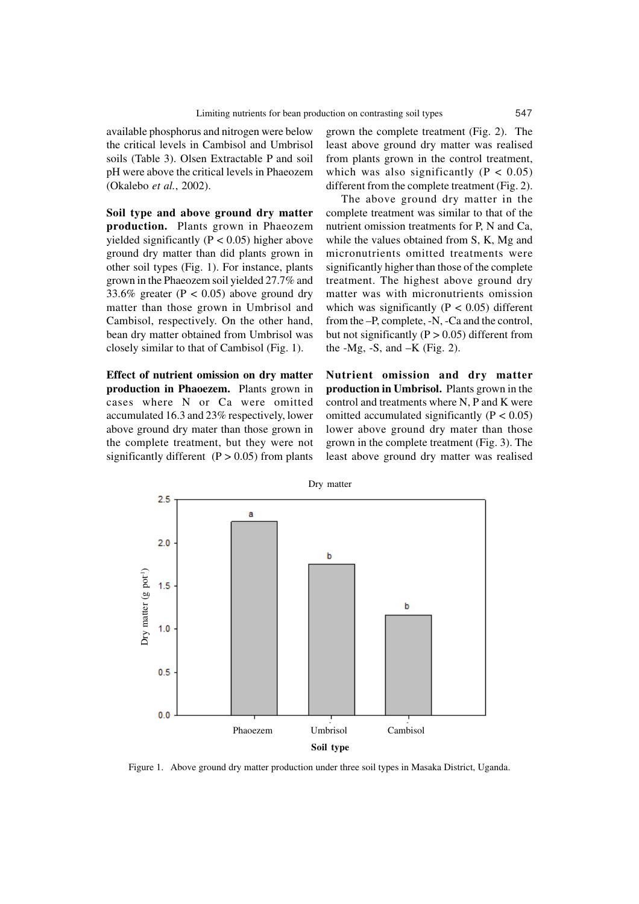available phosphorus and nitrogen were below the critical levels in Cambisol and Umbrisol soils (Table 3). Olsen Extractable P and soil pH were above the critical levels in Phaeozem (Okalebo *et al.*, 2002).

**Soil type and above ground dry matter production.** Plants grown in Phaeozem yielded significantly ($P < 0.05$) higher above ground dry matter than did plants grown in other soil types (Fig. 1). For instance, plants grown in the Phaeozem soil yielded 27.7% and 33.6% greater ($P < 0.05$) above ground dry matter than those grown in Umbrisol and Cambisol, respectively. On the other hand, bean dry matter obtained from Umbrisol was closely similar to that of Cambisol (Fig. 1).

**Effect of nutrient omission on dry matter production in Phaoezem.** Plants grown in cases where N or Ca were omitted accumulated 16.3 and 23% respectively, lower above ground dry mater than those grown in the complete treatment, but they were not significantly different ($P > 0.05$) from plants grown the complete treatment (Fig. 2). The least above ground dry matter was realised from plants grown in the control treatment, which was also significantly ($P < 0.05$) different from the complete treatment (Fig. 2).

The above ground dry matter in the complete treatment was similar to that of the nutrient omission treatments for P, N and Ca, while the values obtained from S, K, Mg and micronutrients omitted treatments were significantly higher than those of the complete treatment. The highest above ground dry matter was with micronutrients omission which was significantly ($P < 0.05$) different from the –P, complete, -N, -Ca and the control, but not significantly ($P > 0.05$) different from the -Mg, -S, and –K (Fig. 2).

**Nutrient omission and dry matter production in Umbrisol.** Plants grown in the control and treatments where N, P and K were omitted accumulated significantly ($P < 0.05$) lower above ground dry mater than those grown in the complete treatment (Fig. 3). The least above ground dry matter was realised

Figure 1. Above ground dry matter production under three soil types in Masaka District, Uganda.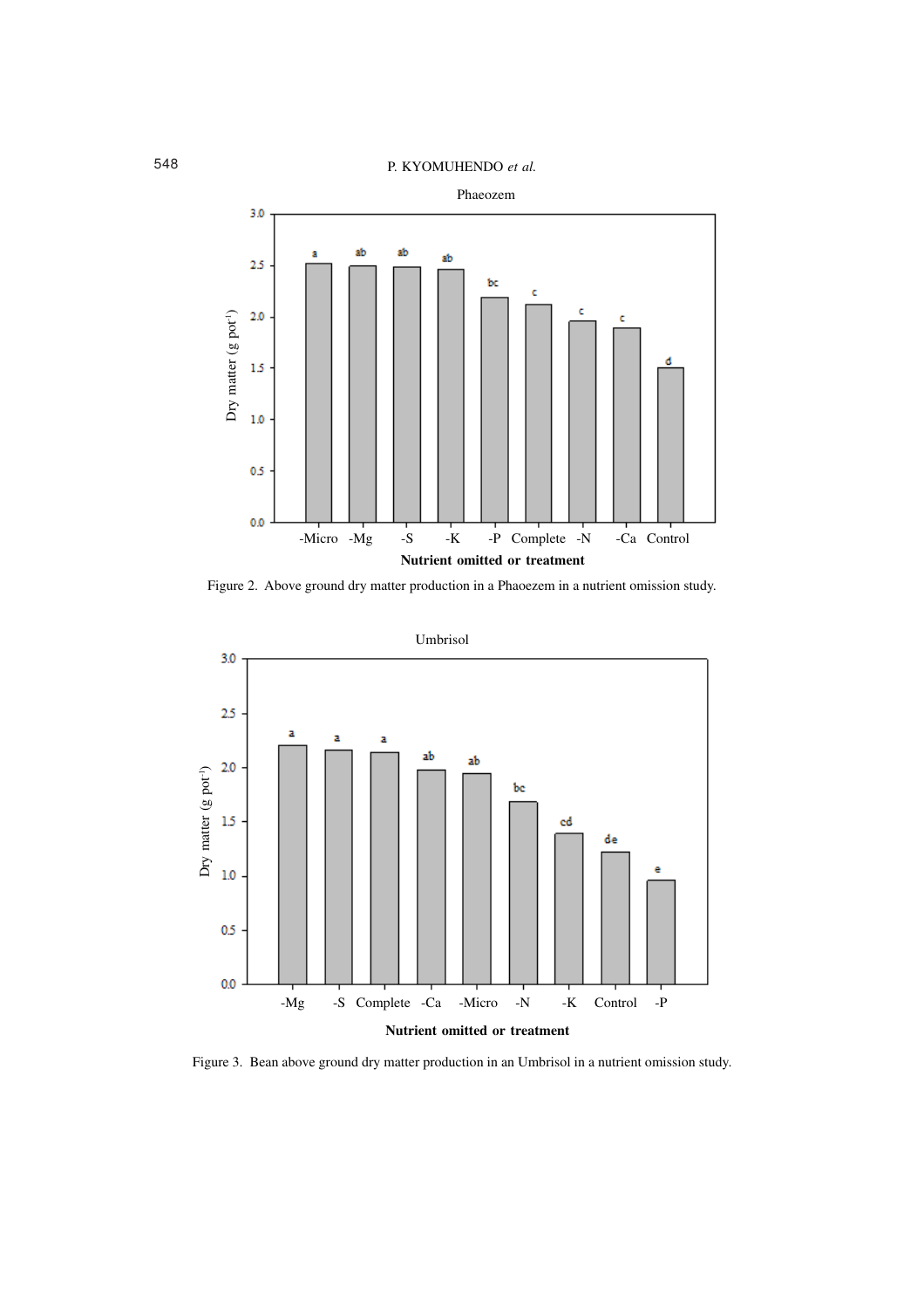Figure 2. Above ground dry matter production in a Phaoezem in a nutrient omission study.

Figure 3. Bean above ground dry matter production in an Umbrisol in a nutrient omission study.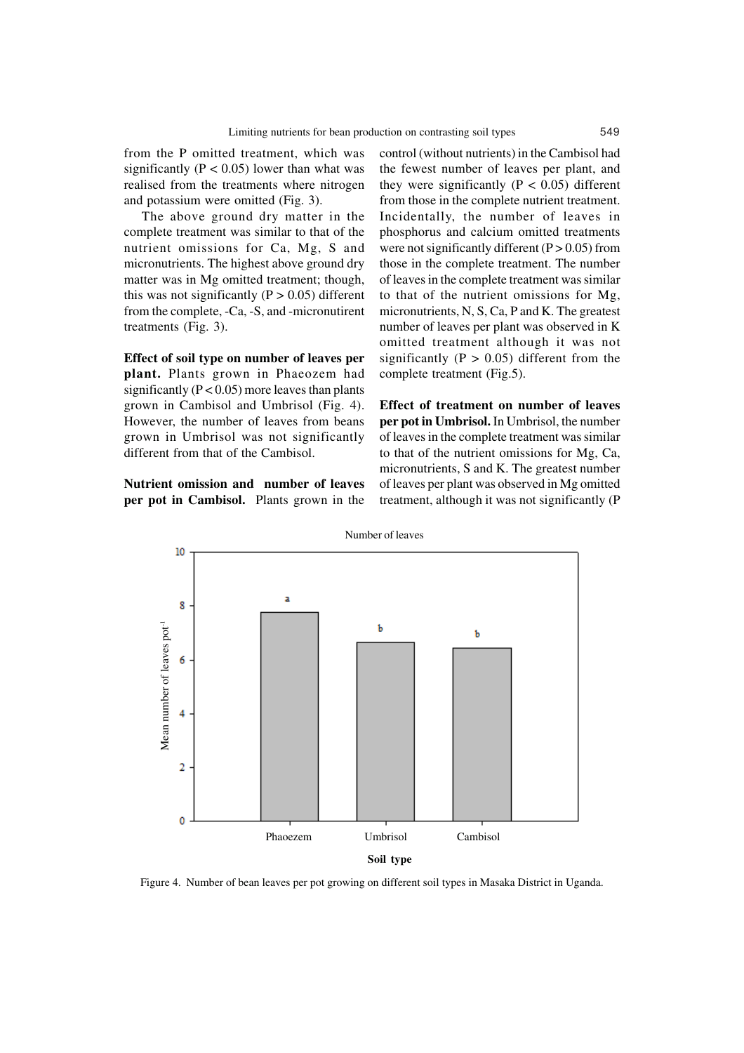from the P omitted treatment, which was significantly ($P < 0.05$) lower than what was realised from the treatments where nitrogen and potassium were omitted (Fig. 3).

The above ground dry matter in the complete treatment was similar to that of the nutrient omissions for Ca, Mg, S and micronutrients. The highest above ground dry matter was in Mg omitted treatment; though, this was not significantly ($P > 0.05$) different from the complete, -Ca, -S, and -micronutirent treatments (Fig. 3).

**Effect of soil type on number of leaves per plant.** Plants grown in Phaeozem had significantly ($P < 0.05$) more leaves than plants grown in Cambisol and Umbrisol (Fig. 4). However, the number of leaves from beans grown in Umbrisol was not significantly different from that of the Cambisol.

**Nutrient omission and number of leaves per pot in Cambisol.** Plants grown in the control (without nutrients) in the Cambisol had the fewest number of leaves per plant, and they were significantly ($P < 0.05$) different from those in the complete nutrient treatment. Incidentally, the number of leaves in phosphorus and calcium omitted treatments were not significantly different ($P > 0.05$) from those in the complete treatment. The number of leaves in the complete treatment was similar to that of the nutrient omissions for Mg, micronutrients, N, S, Ca, P and K. The greatest number of leaves per plant was observed in K omitted treatment although it was not significantly ($P > 0.05$) different from the complete treatment (Fig.5).

**Effect of treatment on number of leaves per pot in Umbrisol.** In Umbrisol, the number of leaves in the complete treatment was similar to that of the nutrient omissions for Mg, Ca, micronutrients, S and K. The greatest number of leaves per plant was observed in Mg omitted treatment, although it was not significantly (P

Figure 4. Number of bean leaves per pot growing on different soil types in Masaka District in Uganda.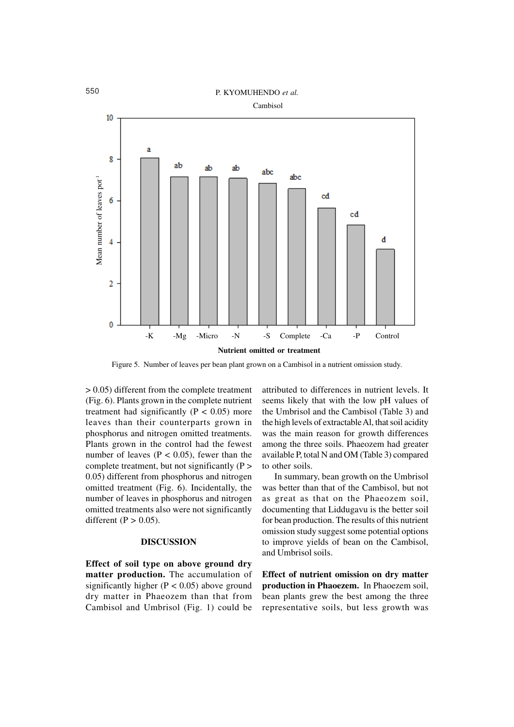Figure 5. Number of leaves per bean plant grown on a Cambisol in a nutrient omission study.

> 0.05) different from the complete treatment (Fig. 6). Plants grown in the complete nutrient treatment had significantly ($P < 0.05$) more leaves than their counterparts grown in phosphorus and nitrogen omitted treatments. Plants grown in the control had the fewest number of leaves ($P < 0.05$), fewer than the complete treatment, but not significantly ($P > 0.05$) different from phosphorus omitted treatment (Fig. 6). Incidentally, the number of leaves in phosphorus and nitrogen omitted treatments also were not significantly different ($P > 0.05$).

## DISCUSSION

**Effect of soil type on above ground dry matter production.** The accumulation of significantly higher ($P < 0.05$) above ground dry matter in Phaeozem than that from Cambisol and Umbrisol (Fig. 1) could be attributed to differences in nutrient levels. It seems likely that with the low pH values of the Umbrisol and the Cambisol (Table 3) and the high levels of extractable Al, that soil acidity was the main reason for growth differences among the three soils. Phaeozem had greater available P, total N and OM (Table 3) compared to other soils.

In summary, bean growth on the Umbrisol was better than that of the Cambisol, but not as great as that on the Phaeozem soil, documenting that Liddugavu is the better soil for bean production. The results of this nutrient omission study suggest some potential options to improve yields of bean on the Cambisol, and Umbrisol soils.

**Effect of nutrient omission on dry matter production in Phaoezem.** In Phaoezem soil, bean plants grew the best among the three representative soils, but less growth was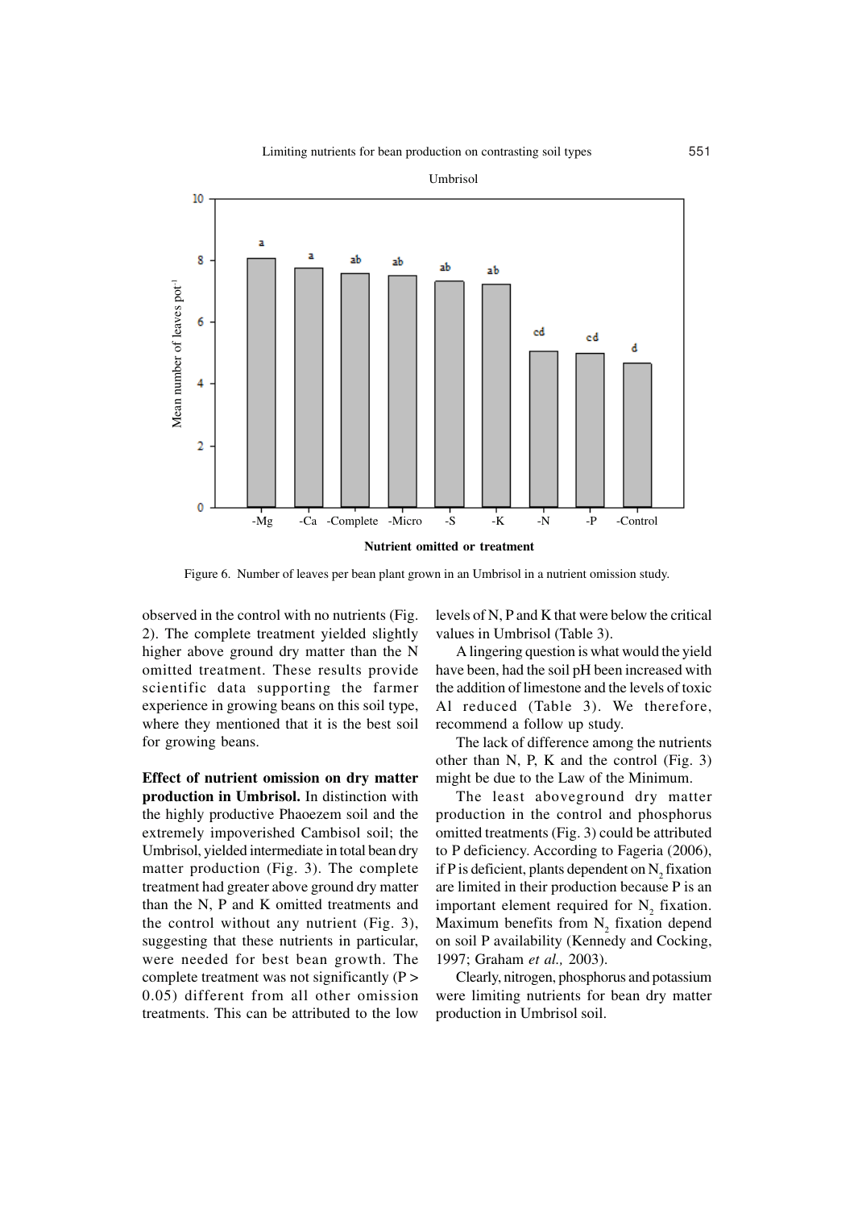Figure 6. Number of leaves per bean plant grown in an Umbrisol in a nutrient omission study.

observed in the control with no nutrients (Fig. 2). The complete treatment yielded slightly higher above ground dry matter than the N omitted treatment. These results provide scientific data supporting the farmer experience in growing beans on this soil type, where they mentioned that it is the best soil for growing beans.

**Effect of nutrient omission on dry matter production in Umbrisol.** In distinction with the highly productive Phaoezem soil and the extremely impoverished Cambisol soil; the Umbrisol, yielded intermediate in total bean dry matter production (Fig. 3). The complete treatment had greater above ground dry matter than the N, P and K omitted treatments and the control without any nutrient (Fig. 3), suggesting that these nutrients in particular, were needed for best bean growth. The complete treatment was not significantly ($P > 0.05$) different from all other omission treatments. This can be attributed to the low levels of N, P and K that were below the critical values in Umbrisol (Table 3).

A lingering question is what would the yield have been, had the soil pH been increased with the addition of limestone and the levels of toxic Al reduced (Table 3). We therefore, recommend a follow up study.

The lack of difference among the nutrients other than N, P, K and the control (Fig. 3) might be due to the Law of the Minimum.

The least aboveground dry matter production in the control and phosphorus omitted treatments (Fig. 3) could be attributed to P deficiency. According to Fageria (2006), if P is deficient, plants dependent on $N_2$ fixation are limited in their production because P is an important element required for $N_2$ fixation. Maximum benefits from $N_2$ fixation depend on soil P availability (Kennedy and Cocking, 1997; Graham *et al.,* 2003).

Clearly, nitrogen, phosphorus and potassium were limiting nutrients for bean dry matter production in Umbrisol soil.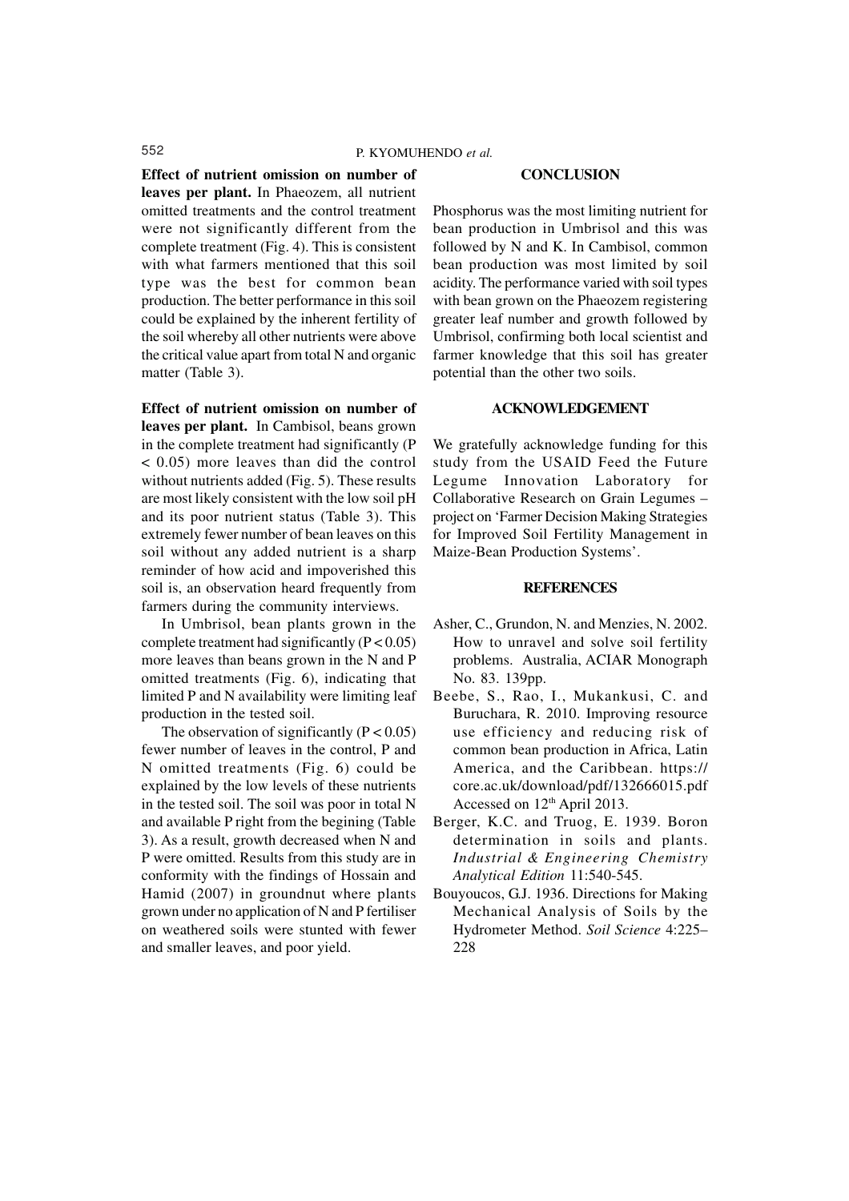**Effect of nutrient omission on number of leaves per plant.** In Phaeozem, all nutrient omitted treatments and the control treatment were not significantly different from the complete treatment (Fig. 4). This is consistent with what farmers mentioned that this soil type was the best for common bean production. The better performance in this soil could be explained by the inherent fertility of the soil whereby all other nutrients were above the critical value apart from total N and organic matter (Table 3).

**Effect of nutrient omission on number of leaves per plant.** In Cambisol, beans grown in the complete treatment had significantly ($P < 0.05$) more leaves than did the control without nutrients added (Fig. 5). These results are most likely consistent with the low soil pH and its poor nutrient status (Table 3). This extremely fewer number of bean leaves on this soil without any added nutrient is a sharp reminder of how acid and impoverished this soil is, an observation heard frequently from farmers during the community interviews.

In Umbrisol, bean plants grown in the complete treatment had significantly ($P < 0.05$) more leaves than beans grown in the N and P omitted treatments (Fig. 6), indicating that limited P and N availability were limiting leaf production in the tested soil.

The observation of significantly ($P < 0.05$) fewer number of leaves in the control, P and N omitted treatments (Fig. 6) could be explained by the low levels of these nutrients in the tested soil. The soil was poor in total N and available P right from the begining (Table 3). As a result, growth decreased when N and P were omitted. Results from this study are in conformity with the findings of Hossain and Hamid (2007) in groundnut where plants grown under no application of N and P fertiliser on weathered soils were stunted with fewer and smaller leaves, and poor yield.

## CONCLUSION

Phosphorus was the most limiting nutrient for bean production in Umbrisol and this was followed by N and K. In Cambisol, common bean production was most limited by soil acidity. The performance varied with soil types with bean grown on the Phaeozem registering greater leaf number and growth followed by Umbrisol, confirming both local scientist and farmer knowledge that this soil has greater potential than the other two soils.

## ACKNOWLEDGEMENT

We gratefully acknowledge funding for this study from the USAID Feed the Future Legume Innovation Laboratory for Collaborative Research on Grain Legumes – project on 'Farmer Decision Making Strategies for Improved Soil Fertility Management in Maize-Bean Production Systems'.

## REFERENCES

Asher, C., Grundon, N. and Menzies, N. 2002. How to unravel and solve soil fertility problems. Australia, ACIAR Monograph No. 83. 139pp.

Beebe, S., Rao, I., Mukankusi, C. and Buruchara, R. 2010. Improving resource use efficiency and reducing risk of common bean production in Africa, Latin America, and the Caribbean. https://core.ac.uk/download/pdf/132666015.pdf Accessed on 12th April 2013.

Berger, K.C. and Truog, E. 1939. Boron determination in soils and plants. *Industrial & Engineering Chemistry Analytical Edition* 11:540-545.

Bouyoucos, G.J. 1936. Directions for Making Mechanical Analysis of Soils by the Hydrometer Method. *Soil Science* 4:225–228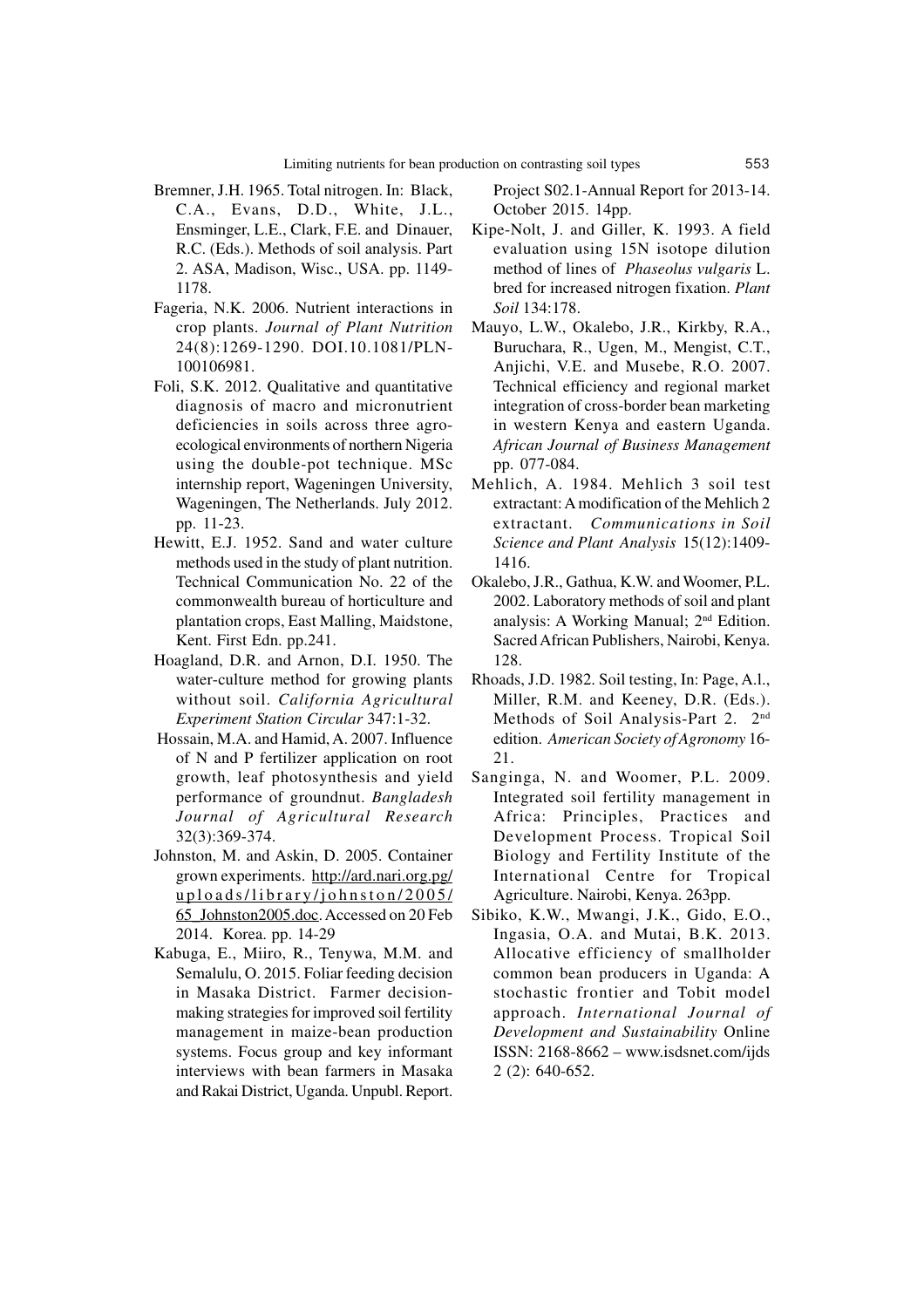Bremner, J.H. 1965. Total nitrogen. In: Black, C.A., Evans, D.D., White, J.L., Ensminger, L.E., Clark, F.E. and Dinauer, R.C. (Eds.). Methods of soil analysis. Part 2. ASA, Madison, Wisc., USA. pp. 1149-1178.

Fageria, N.K. 2006. Nutrient interactions in crop plants. *Journal of Plant Nutrition* 24(8):1269-1290. DOI.10.1081/PLN-100106981.

Foli, S.K. 2012. Qualitative and quantitative diagnosis of macro and micronutrient deficiencies in soils across three agro-ecological environments of northern Nigeria using the double-pot technique. MSc internship report, Wageningen University, Wageningen, The Netherlands. July 2012. pp. 11-23.

Hewitt, E.J. 1952. Sand and water culture methods used in the study of plant nutrition. Technical Communication No. 22 of the commonwealth bureau of horticulture and plantation crops, East Malling, Maidstone, Kent. First Edn. pp.241.

Hoagland, D.R. and Arnon, D.I. 1950. The water-culture method for growing plants without soil. *California Agricultural Experiment Station Circular* 347:1-32.

Hossain, M.A. and Hamid, A. 2007. Influence of N and P fertilizer application on root growth, leaf photosynthesis and yield performance of groundnut. *Bangladesh Journal of Agricultural Research* 32(3):369-374.

Johnston, M. and Askin, D. 2005. Container grown experiments. http://ard.nari.org.pg/uploads/library/johnston/2005/65_Johnston2005.doc. Accessed on 20 Feb 2014. Korea. pp. 14-29

Kabuga, E., Miiro, R., Tenywa, M.M. and Semalulu, O. 2015. Foliar feeding decision in Masaka District. Farmer decision-making strategies for improved soil fertility management in maize-bean production systems. Focus group and key informant interviews with bean farmers in Masaka and Rakai District, Uganda. Unpubl. Report. Project S02.1-Annual Report for 2013-14. October 2015. 14pp.

Kipe-Nolt, J. and Giller, K. 1993. A field evaluation using 15N isotope dilution method of lines of *Phaseolus vulgaris* L. bred for increased nitrogen fixation. *Plant Soil* 134:178.

Mauyo, L.W., Okalebo, J.R., Kirkby, R.A., Buruchara, R., Ugen, M., Mengist, C.T., Anjichi, V.E. and Musebe, R.O. 2007. Technical efficiency and regional market integration of cross-border bean marketing in western Kenya and eastern Uganda. *African Journal of Business Management* pp. 077-084.

Mehlich, A. 1984. Mehlich 3 soil test extractant: A modification of the Mehlich 2 extractant. *Communications in Soil Science and Plant Analysis* 15(12):1409-1416.

Okalebo, J.R., Gathua, K.W. and Woomer, P.L. 2002. Laboratory methods of soil and plant analysis: A Working Manual; 2nd Edition. Sacred African Publishers, Nairobi, Kenya. 128.

Rhoads, J.D. 1982. Soil testing, In: Page, A.l., Miller, R.M. and Keeney, D.R. (Eds.). Methods of Soil Analysis-Part 2. 2nd edition. *American Society of Agronomy* 16-21.

Sanginga, N. and Woomer, P.L. 2009. Integrated soil fertility management in Africa: Principles, Practices and Development Process. Tropical Soil Biology and Fertility Institute of the International Centre for Tropical Agriculture. Nairobi, Kenya. 263pp.

Sibiko, K.W., Mwangi, J.K., Gido, E.O., Ingasia, O.A. and Mutai, B.K. 2013. Allocative efficiency of smallholder common bean producers in Uganda: A stochastic frontier and Tobit model approach. *International Journal of Development and Sustainability* Online ISSN: 2168-8662 – www.isdsnet.com/ijds 2 (2): 640-652.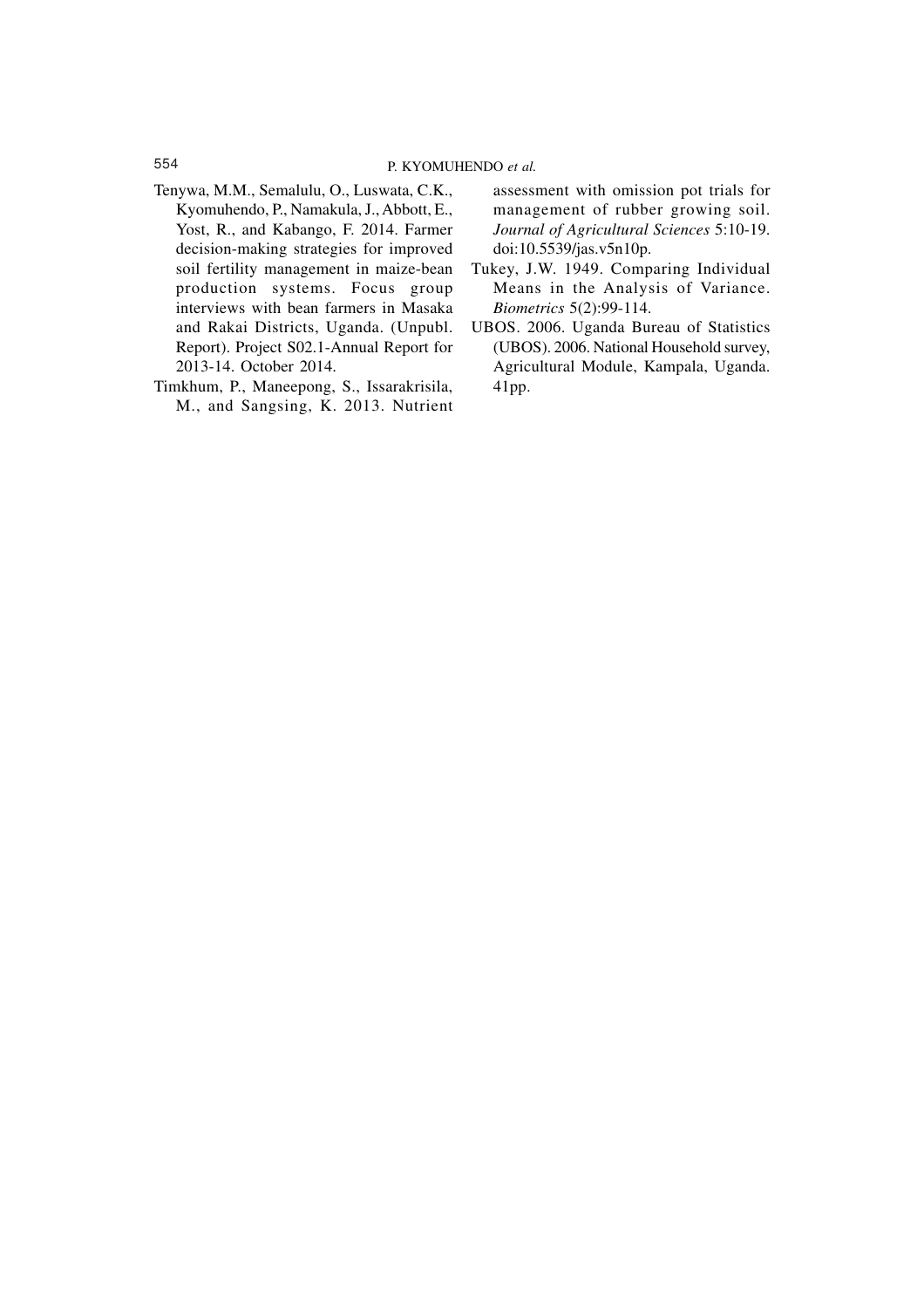Tenywa, M.M., Semalulu, O., Luswata, C.K., Kyomuhendo, P., Namakula, J., Abbott, E., Yost, R., and Kabango, F. 2014. Farmer decision-making strategies for improved soil fertility management in maize-bean production systems. Focus group interviews with bean farmers in Masaka and Rakai Districts, Uganda. (Unpubl. Report). Project S02.1-Annual Report for 2013-14. October 2014.

Timkhum, P., Maneepong, S., Issarakrisila, M., and Sangsing, K. 2013. Nutrient assessment with omission pot trials for management of rubber growing soil. *Journal of Agricultural Sciences* 5:10-19. doi:10.5539/jas.v5n10p.

Tukey, J.W. 1949. Comparing Individual Means in the Analysis of Variance. *Biometrics* 5(2):99-114.

UBOS. 2006. Uganda Bureau of Statistics (UBOS). 2006. National Household survey, Agricultural Module, Kampala, Uganda. 41pp.